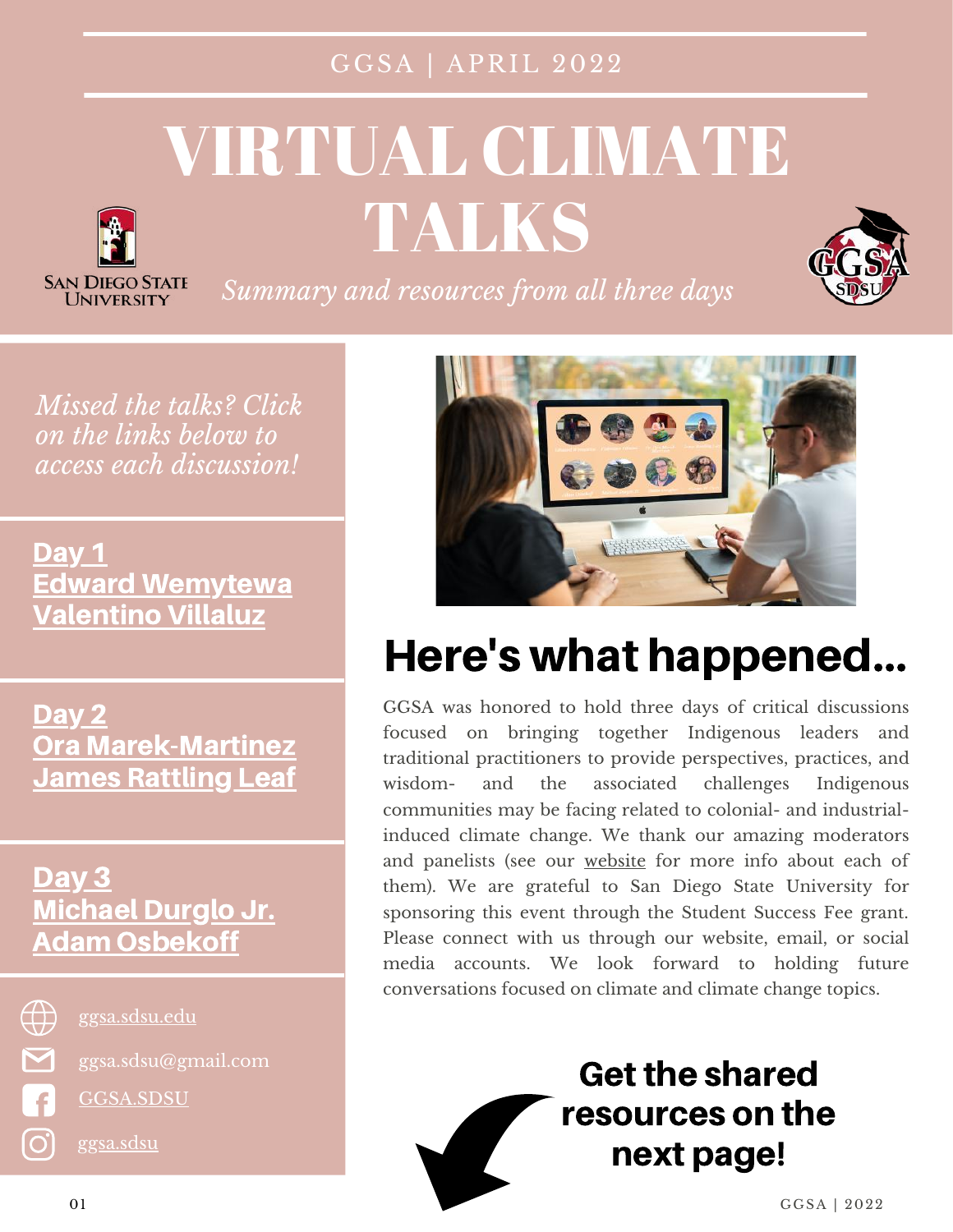GGSA | APRIL 2022

# VIRTUAL CLIMATE TALKS

*Summary and resources from all three days*

*Missed the talks? Click on the links below to access each discussion!*

**Day 1**
**Edward Wemytewa**
**Valentino Villaluz**

**Day 2**
**Ora Marek-Martinez**
**James Rattling Leaf**

**Day 3**
**Michael Durglo Jr.**
**Adam Osbekoff**

ggsa.sdsu.edu

ggsa.sdsu@gmail.com

GGSA.SDSU

ggsa.sdsu

## Here's what happened...

GGSA was honored to hold three days of critical discussions focused on bringing together Indigenous leaders and traditional practitioners to provide perspectives, practices, and wisdom- and the associated challenges Indigenous communities may be facing related to colonial- and industrial-induced climate change. We thank our amazing moderators and panelists (see our website for more info about each of them). We are grateful to San Diego State University for sponsoring this event through the Student Success Fee grant. Please connect with us through our website, email, or social media accounts. We look forward to holding future conversations focused on climate and climate change topics.

**Get the shared resources on the next page!**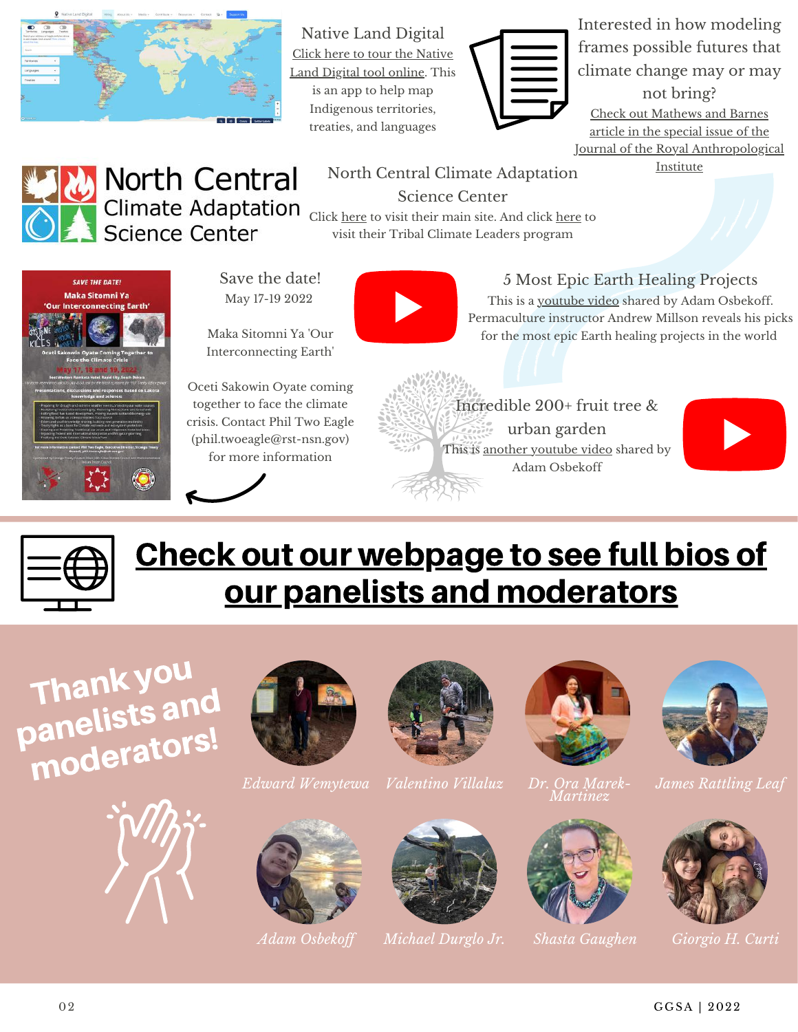## Native Land Digital

Click here to tour the Native Land Digital tool online. This is an app to help map Indigenous territories, treaties, and languages

Interested in how modeling frames possible futures that climate change may or may not bring?

Check out Mathews and Barnes article in the special issue of the Journal of the Royal Anthropological Institute

## North Central Climate Adaptation Science Center

Click here to visit their main site. And click here to visit their Tribal Climate Leaders program

## Save the date!

May 17-19 2022

Maka Sitomni Ya 'Our Interconnecting Earth'

Oceti Sakowin Oyate coming together to face the climate crisis. Contact Phil Two Eagle (phil.twoeagle@rst-nsn.gov) for more information

## 5 Most Epic Earth Healing Projects

This is a youtube video shared by Adam Osbekoff. Permaculture instructor Andrew Millson reveals his picks for the most epic Earth healing projects in the world

## Incredible 200+ fruit tree & urban garden

This is another youtube video shared by Adam Osbekoff

# Check out our webpage to see full bios of our panelists and moderators

## Thank you panelists and moderators!

*Edward Wemytewa*

*Valentino Villaluz*

*Dr. Ora Marek-Martinez*

*James Rattling Leaf*

*Adam Osbekoff*

*Michael Durglo Jr.*

*Shasta Gaughen*

*Giorgio H. Curti*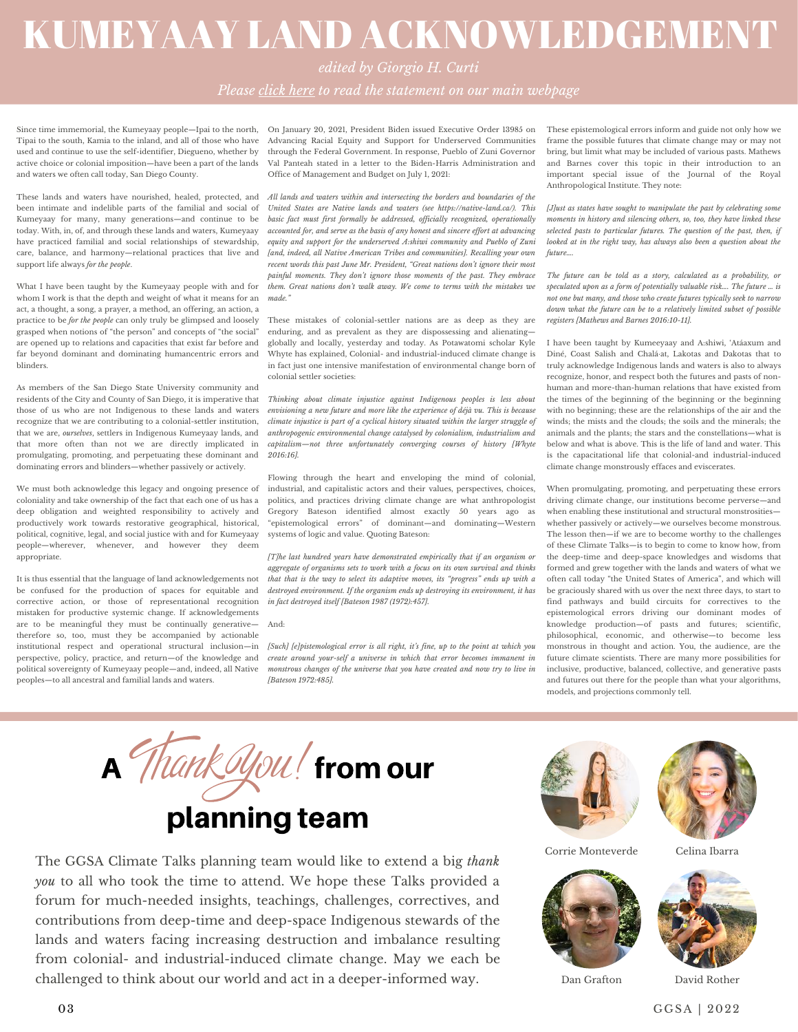# KUMEYAAY LAND ACKNOWLEDGEMENT

*edited by Giorgio H. Curti*

*Please click here to read the statement on our main webpage*

Since time immemorial, the Kumeyaay people—Ipai to the north, Tipai to the south, Kamia to the inland, and all of those who have used and continue to use the self-identifier, Diegueno, whether by active choice or colonial imposition—have been a part of the lands and waters we often call today, San Diego County.

These lands and waters have nourished, healed, protected, and been intimate and indelible parts of the familial and social of Kumeyaay for many, many generations—and continue to be today. With, in, of, and through these lands and waters, Kumeyaay have practiced familial and social relationships of stewardship, care, balance, and harmony—relational practices that live and support life always *for the people*.

What I have been taught by the Kumeyaay people with and for whom I work is that the depth and weight of what it means for an act, a thought, a song, a prayer, a method, an offering, an action, a practice to be *for the people* can only truly be glimpsed and loosely grasped when notions of "the person" and concepts of "the social" are opened up to relations and capacities that exist far before and far beyond dominant and dominating humancentric errors and blinders.

As members of the San Diego State University community and residents of the City and County of San Diego, it is imperative that those of us who are not Indigenous to these lands and waters recognize that we are contributing to a colonial-settler institution, that we are, *ourselves*, settlers in Indigenous Kumeyaay lands, and that more often than not we are directly implicated in promulgating, promoting, and perpetuating these dominant and dominating errors and blinders—whether passively or actively.

We must both acknowledge this legacy and ongoing presence of coloniality and take ownership of the fact that each one of us has a deep obligation and weighted responsibility to actively and productively work towards restorative geographical, historical, political, cognitive, legal, and social justice with and for Kumeyaay people—wherever, whenever, and however they deem appropriate.

It is thus essential that the language of land acknowledgements not be confused for the production of spaces for equitable and corrective action, or those of representational recognition mistaken for productive systemic change. If acknowledgements are to be meaningful they must be continually generative—therefore so, too, must they be accompanied by actionable institutional respect and operational structural inclusion—in perspective, policy, practice, and return—of the knowledge and political sovereignty of Kumeyaay people—and, indeed, all Native peoples—to all ancestral and familial lands and waters.

On January 20, 2021, President Biden issued Executive Order 13985 on Advancing Racial Equity and Support for Underserved Communities through the Federal Government. In response, Pueblo of Zuni Governor Val Panteah stated in a letter to the Biden-Harris Administration and Office of Management and Budget on July 1, 2021:

*All lands and waters within and intersecting the borders and boundaries of the United States are Native lands and waters (see https://native-land.ca/). This basic fact must first formally be addressed, officially recognized, operationally accounted for, and serve as the basis of any honest and sincere effort at advancing equity and support for the underserved A:shiwi community and Pueblo of Zuni [and, indeed, all Native American Tribes and communities]. Recalling your own recent words this past June Mr. President, "Great nations don't ignore their most painful moments. They don't ignore those moments of the past. They embrace them. Great nations don't walk away. We come to terms with the mistakes we made."*

These mistakes of colonial-settler nations are as deep as they are enduring, and as prevalent as they are dispossessing and alienating—globally and locally, yesterday and today. As Potawatomi scholar Kyle Whyte has explained, Colonial- and industrial-induced climate change is in fact just one intensive manifestation of environmental change born of colonial settler societies:

*Thinking about climate injustice against Indigenous peoples is less about envisioning a new future and more like the experience of déjà vu. This is because climate injustice is part of a cyclical history situated within the larger struggle of anthropogenic environmental change catalysed by colonialism, industrialism and capitalism—not three unfortunately converging courses of history [Whyte 2016:16].*

Flowing through the heart and enveloping the mind of colonial, industrial, and capitalistic actors and their values, perspectives, choices, politics, and practices driving climate change are what anthropologist Gregory Bateson identified almost exactly 50 years ago as "epistemological errors" of dominant—and dominating—Western systems of logic and value. Quoting Bateson:

*[T]he last hundred years have demonstrated empirically that if an organism or aggregate of organisms sets to work with a focus on its own survival and thinks that that is the way to select its adaptive moves, its "progress" ends up with a destroyed environment. If the organism ends up destroying its environment, it has in fact destroyed itself [Bateson 1987 (1972):457].*

And:

*[Such] [e]pistemological error is all right, it's fine, up to the point at which you create around your-self a universe in which that error becomes immanent in monstrous changes of the universe that you have created and now try to live in [Bateson 1972:485].*

These epistemological errors inform and guide not only how we frame the possible futures that climate change may or may not bring, but limit what may be included of various pasts. Mathews and Barnes cover this topic in their introduction to an important special issue of the Journal of the Royal Anthropological Institute. They note:

*[J]ust as states have sought to manipulate the past by celebrating some moments in history and silencing others, so, too, they have linked these selected pasts to particular futures. The question of the past, then, if looked at in the right way, has always also been a question about the future....*

*The future can be told as a story, calculated as a probability, or speculated upon as a form of potentially valuable risk.... The future ... is not one but many, and those who create futures typically seek to narrow down what the future can be to a relatively limited subset of possible registers [Mathews and Barnes 2016:10-11].*

I have been taught by Kumeeyaay and A:shiwi, 'Atáaxum and Diné, Coast Salish and Chalá·at, Lakotas and Dakotas that to truly acknowledge Indigenous lands and waters is also to always recognize, honor, and respect both the futures and pasts of non-human and more-than-human relations that have existed from the times of the beginning of the beginning or the beginning with no beginning; these are the relationships of the air and the winds; the mists and the clouds; the soils and the minerals; the animals and the plants; the stars and the constellations—what is below and what is above. This is the life of land and water. This is the capacitational life that colonial-and industrial-induced climate change monstrously effaces and eviscerates.

When promulgating, promoting, and perpetuating these errors driving climate change, our institutions become perverse—and when enabling these institutional and structural monstrosities—whether passively or actively—we ourselves become monstrous. The lesson then—if we are to become worthy to the challenges of these Climate Talks—is to begin to come to know how, from the deep-time and deep-space knowledges and wisdoms that formed and grew together with the lands and waters of what we often call today "the United States of America", and which will be graciously shared with us over the next three days, to start to find pathways and build circuits for correctives to the epistemological errors driving our dominant modes of knowledge production—of pasts and futures; scientific, philosophical, economic, and otherwise—to become less monstrous in thought and action. You, the audience, are the future climate scientists. There are many more possibilities for inclusive, productive, balanced, collective, and generative pasts and futures out there for the people than what your algorithms, models, and projections commonly tell.

## A *Thank You!* from our planning team

The GGSA Climate Talks planning team would like to extend a big *thank you* to all who took the time to attend. We hope these Talks provided a forum for much-needed insights, teachings, challenges, correctives, and contributions from deep-time and deep-space Indigenous stewards of the lands and waters facing increasing destruction and imbalance resulting from colonial- and industrial-induced climate change. May we each be challenged to think about our world and act in a deeper-informed way.

Corrie Monteverde

Celina Ibarra

Dan Grafton

David Rother